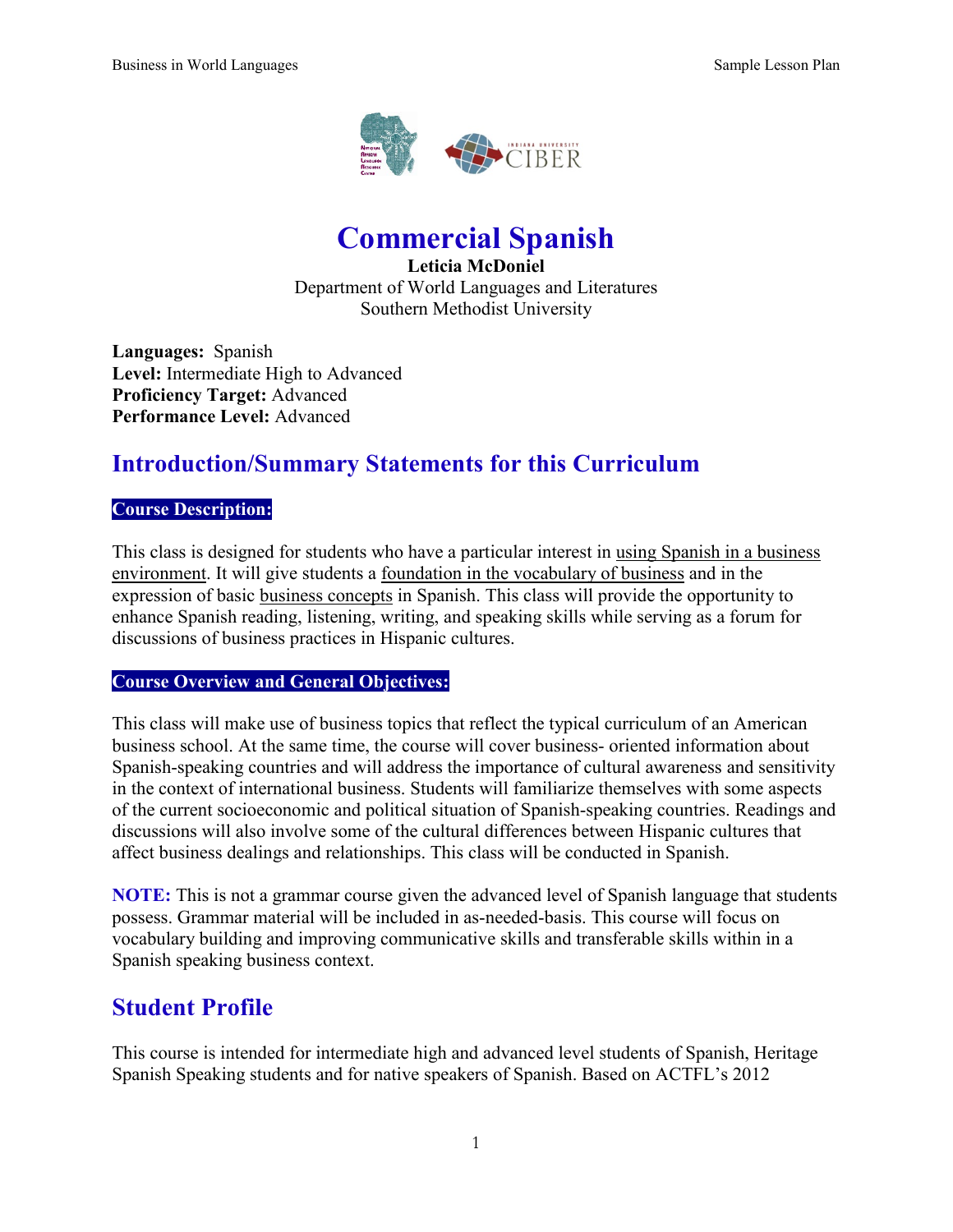# Commercial Spanish

**Leticia McDoniel**
Department of World Languages and Literatures
Southern Methodist University

**Languages:** Spanish
**Level:** Intermediate High to Advanced
**Proficiency Target:** Advanced
**Performance Level:** Advanced

## Introduction/Summary Statements for this Curriculum

**Course Description:**

This class is designed for students who have a particular interest in using Spanish in a business environment. It will give students a foundation in the vocabulary of business and in the expression of basic business concepts in Spanish. This class will provide the opportunity to enhance Spanish reading, listening, writing, and speaking skills while serving as a forum for discussions of business practices in Hispanic cultures.

**Course Overview and General Objectives:**

This class will make use of business topics that reflect the typical curriculum of an American business school. At the same time, the course will cover business- oriented information about Spanish-speaking countries and will address the importance of cultural awareness and sensitivity in the context of international business. Students will familiarize themselves with some aspects of the current socioeconomic and political situation of Spanish-speaking countries. Readings and discussions will also involve some of the cultural differences between Hispanic cultures that affect business dealings and relationships. This class will be conducted in Spanish.

**NOTE:** This is not a grammar course given the advanced level of Spanish language that students possess. Grammar material will be included in as-needed-basis. This course will focus on vocabulary building and improving communicative skills and transferable skills within in a Spanish speaking business context.

## Student Profile

This course is intended for intermediate high and advanced level students of Spanish, Heritage Spanish Speaking students and for native speakers of Spanish. Based on ACTFL's 2012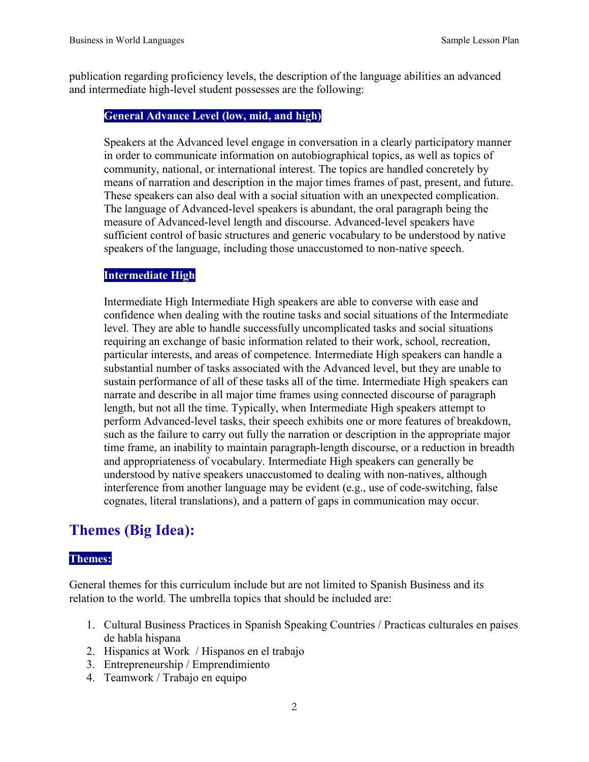publication regarding proficiency levels, the description of the language abilities an advanced and intermediate high-level student possesses are the following:

**General Advance Level (low, mid, and high)**

Speakers at the Advanced level engage in conversation in a clearly participatory manner in order to communicate information on autobiographical topics, as well as topics of community, national, or international interest. The topics are handled concretely by means of narration and description in the major times frames of past, present, and future. These speakers can also deal with a social situation with an unexpected complication. The language of Advanced-level speakers is abundant, the oral paragraph being the measure of Advanced-level length and discourse. Advanced-level speakers have sufficient control of basic structures and generic vocabulary to be understood by native speakers of the language, including those unaccustomed to non-native speech.

**Intermediate High**

Intermediate High Intermediate High speakers are able to converse with ease and confidence when dealing with the routine tasks and social situations of the Intermediate level. They are able to handle successfully uncomplicated tasks and social situations requiring an exchange of basic information related to their work, school, recreation, particular interests, and areas of competence. Intermediate High speakers can handle a substantial number of tasks associated with the Advanced level, but they are unable to sustain performance of all of these tasks all of the time. Intermediate High speakers can narrate and describe in all major time frames using connected discourse of paragraph length, but not all the time. Typically, when Intermediate High speakers attempt to perform Advanced-level tasks, their speech exhibits one or more features of breakdown, such as the failure to carry out fully the narration or description in the appropriate major time frame, an inability to maintain paragraph-length discourse, or a reduction in breadth and appropriateness of vocabulary. Intermediate High speakers can generally be understood by native speakers unaccustomed to dealing with non-natives, although interference from another language may be evident (e.g., use of code-switching, false cognates, literal translations), and a pattern of gaps in communication may occur.

## Themes (Big Idea):

**Themes:**

General themes for this curriculum include but are not limited to Spanish Business and its relation to the world. The umbrella topics that should be included are:

1. Cultural Business Practices in Spanish Speaking Countries / Practicas culturales en paises de habla hispana
2. Hispanics at Work / Hispanos en el trabajo
3. Entrepreneurship / Emprendimiento
4. Teamwork / Trabajo en equipo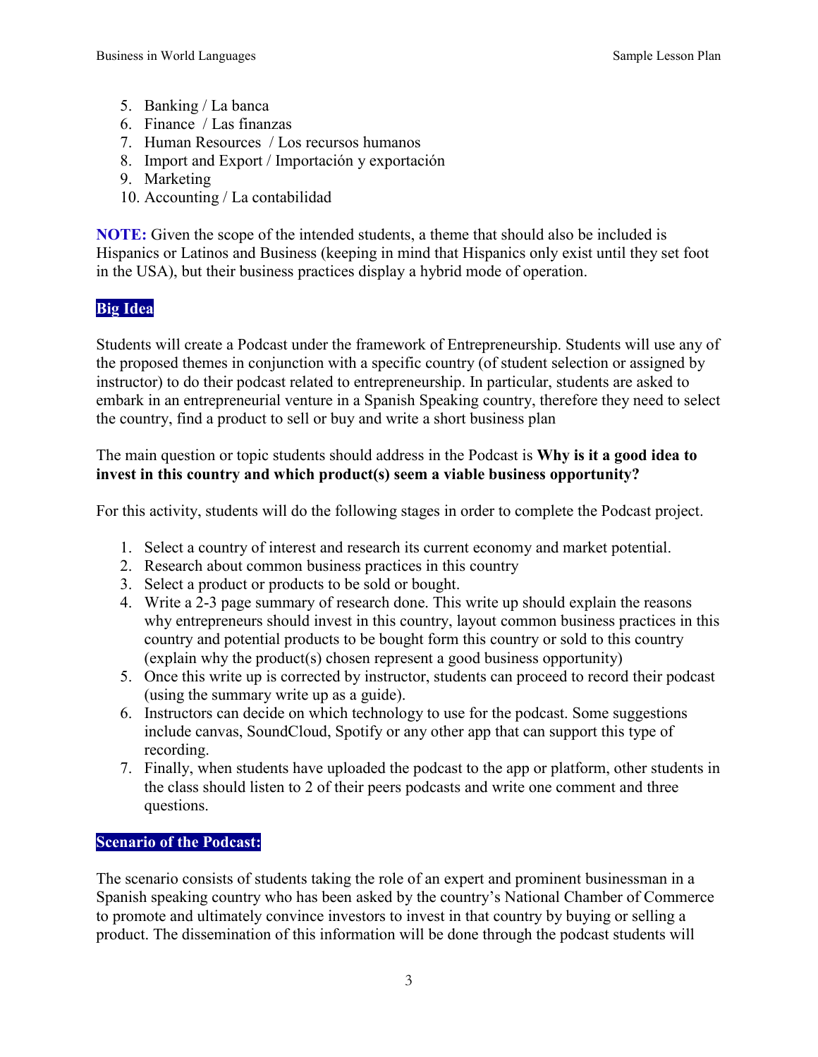5. Banking / La banca
6. Finance / Las finanzas
7. Human Resources / Los recursos humanos
8. Import and Export / Importación y exportación
9. Marketing
10. Accounting / La contabilidad

**NOTE:** Given the scope of the intended students, a theme that should also be included is Hispanics or Latinos and Business (keeping in mind that Hispanics only exist until they set foot in the USA), but their business practices display a hybrid mode of operation.

## Big Idea

Students will create a Podcast under the framework of Entrepreneurship. Students will use any of the proposed themes in conjunction with a specific country (of student selection or assigned by instructor) to do their podcast related to entrepreneurship. In particular, students are asked to embark in an entrepreneurial venture in a Spanish Speaking country, therefore they need to select the country, find a product to sell or buy and write a short business plan

The main question or topic students should address in the Podcast is **Why is it a good idea to invest in this country and which product(s) seem a viable business opportunity?**

For this activity, students will do the following stages in order to complete the Podcast project.

1. Select a country of interest and research its current economy and market potential.
2. Research about common business practices in this country
3. Select a product or products to be sold or bought.
4. Write a 2-3 page summary of research done. This write up should explain the reasons why entrepreneurs should invest in this country, layout common business practices in this country and potential products to be bought form this country or sold to this country (explain why the product(s) chosen represent a good business opportunity)
5. Once this write up is corrected by instructor, students can proceed to record their podcast (using the summary write up as a guide).
6. Instructors can decide on which technology to use for the podcast. Some suggestions include canvas, SoundCloud, Spotify or any other app that can support this type of recording.
7. Finally, when students have uploaded the podcast to the app or platform, other students in the class should listen to 2 of their peers podcasts and write one comment and three questions.

## Scenario of the Podcast:

The scenario consists of students taking the role of an expert and prominent businessman in a Spanish speaking country who has been asked by the country's National Chamber of Commerce to promote and ultimately convince investors to invest in that country by buying or selling a product. The dissemination of this information will be done through the podcast students will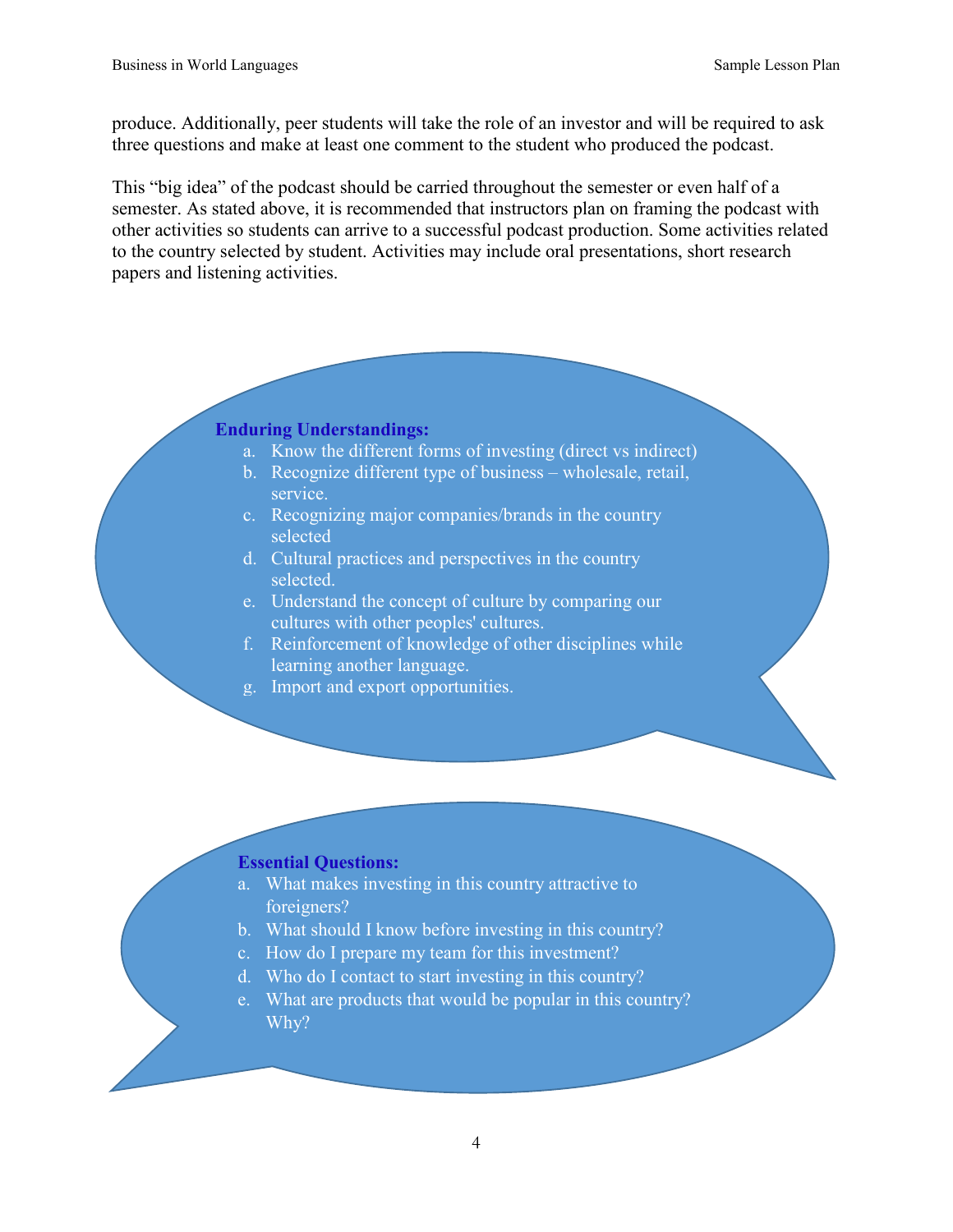produce. Additionally, peer students will take the role of an investor and will be required to ask three questions and make at least one comment to the student who produced the podcast.

This "big idea" of the podcast should be carried throughout the semester or even half of a semester. As stated above, it is recommended that instructors plan on framing the podcast with other activities so students can arrive to a successful podcast production. Some activities related to the country selected by student. Activities may include oral presentations, short research papers and listening activities.

**Enduring Understandings:**

a. Know the different forms of investing (direct vs indirect)
b. Recognize different type of business – wholesale, retail, service.
c. Recognizing major companies/brands in the country selected
d. Cultural practices and perspectives in the country selected.
e. Understand the concept of culture by comparing our cultures with other peoples' cultures.
f. Reinforcement of knowledge of other disciplines while learning another language.
g. Import and export opportunities.

**Essential Questions:**

a. What makes investing in this country attractive to foreigners?
b. What should I know before investing in this country?
c. How do I prepare my team for this investment?
d. Who do I contact to start investing in this country?
e. What are products that would be popular in this country? Why?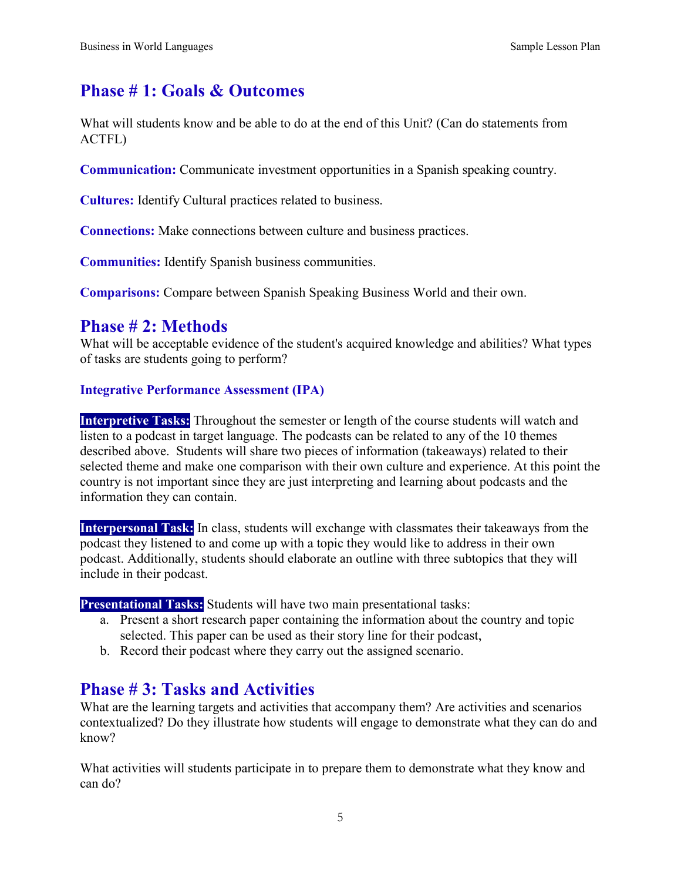## Phase # 1: Goals & Outcomes

What will students know and be able to do at the end of this Unit? (Can do statements from ACTFL)

**Communication:** Communicate investment opportunities in a Spanish speaking country.

**Cultures:** Identify Cultural practices related to business.

**Connections:** Make connections between culture and business practices.

**Communities:** Identify Spanish business communities.

**Comparisons:** Compare between Spanish Speaking Business World and their own.

## Phase # 2: Methods

What will be acceptable evidence of the student's acquired knowledge and abilities? What types of tasks are students going to perform?

### Integrative Performance Assessment (IPA)

**Interpretive Tasks:** Throughout the semester or length of the course students will watch and listen to a podcast in target language. The podcasts can be related to any of the 10 themes described above. Students will share two pieces of information (takeaways) related to their selected theme and make one comparison with their own culture and experience. At this point the country is not important since they are just interpreting and learning about podcasts and the information they can contain.

**Interpersonal Task:** In class, students will exchange with classmates their takeaways from the podcast they listened to and come up with a topic they would like to address in their own podcast. Additionally, students should elaborate an outline with three subtopics that they will include in their podcast.

**Presentational Tasks:** Students will have two main presentational tasks:

a. Present a short research paper containing the information about the country and topic selected. This paper can be used as their story line for their podcast,
b. Record their podcast where they carry out the assigned scenario.

## Phase # 3: Tasks and Activities

What are the learning targets and activities that accompany them? Are activities and scenarios contextualized? Do they illustrate how students will engage to demonstrate what they can do and know?

What activities will students participate in to prepare them to demonstrate what they know and can do?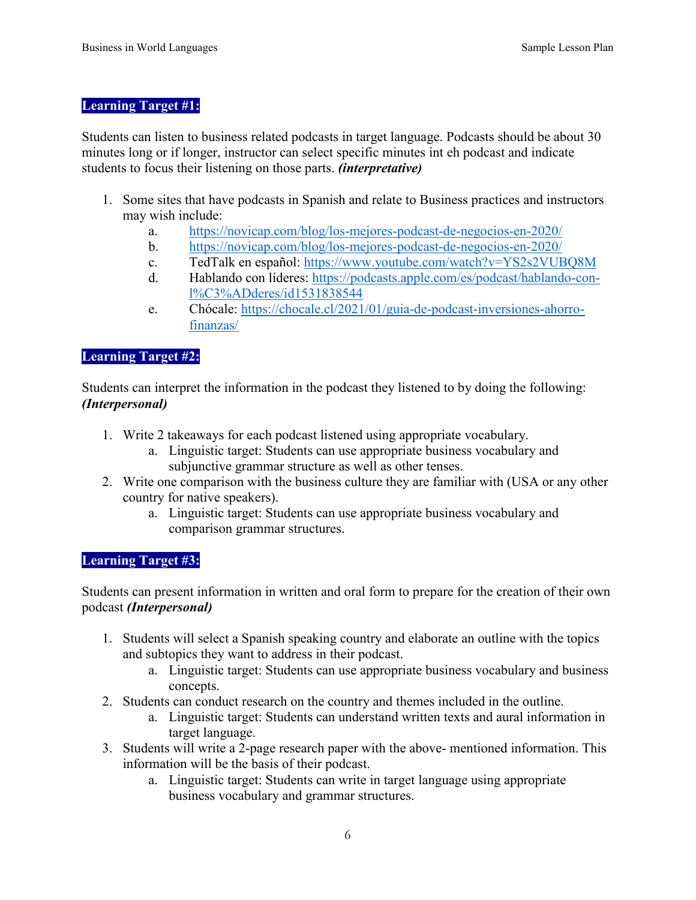**Learning Target #1:**

Students can listen to business related podcasts in target language. Podcasts should be about 30 minutes long or if longer, instructor can select specific minutes int eh podcast and indicate students to focus their listening on those parts. ***(interpretative)***

1. Some sites that have podcasts in Spanish and relate to Business practices and instructors may wish include:
    a. https://novicap.com/blog/los-mejores-podcast-de-negocios-en-2020/
    b. https://novicap.com/blog/los-mejores-podcast-de-negocios-en-2020/
    c. TedTalk en español: https://www.youtube.com/watch?v=YS2s2VUBQ8M
    d. Hablando con líderes: https://podcasts.apple.com/es/podcast/hablando-con-l%C3%ADderes/id1531838544
    e. Chócale: https://chocale.cl/2021/01/guia-de-podcast-inversiones-ahorro-finanzas/

**Learning Target #2:**

Students can interpret the information in the podcast they listened to by doing the following: ***(Interpersonal)***

1. Write 2 takeaways for each podcast listened using appropriate vocabulary.
    a. Linguistic target: Students can use appropriate business vocabulary and subjunctive grammar structure as well as other tenses.
2. Write one comparison with the business culture they are familiar with (USA or any other country for native speakers).
    a. Linguistic target: Students can use appropriate business vocabulary and comparison grammar structures.

**Learning Target #3:**

Students can present information in written and oral form to prepare for the creation of their own podcast ***(Interpersonal)***

1. Students will select a Spanish speaking country and elaborate an outline with the topics and subtopics they want to address in their podcast.
    a. Linguistic target: Students can use appropriate business vocabulary and business concepts.
2. Students can conduct research on the country and themes included in the outline.
    a. Linguistic target: Students can understand written texts and aural information in target language.
3. Students will write a 2-page research paper with the above- mentioned information. This information will be the basis of their podcast.
    a. Linguistic target: Students can write in target language using appropriate business vocabulary and grammar structures.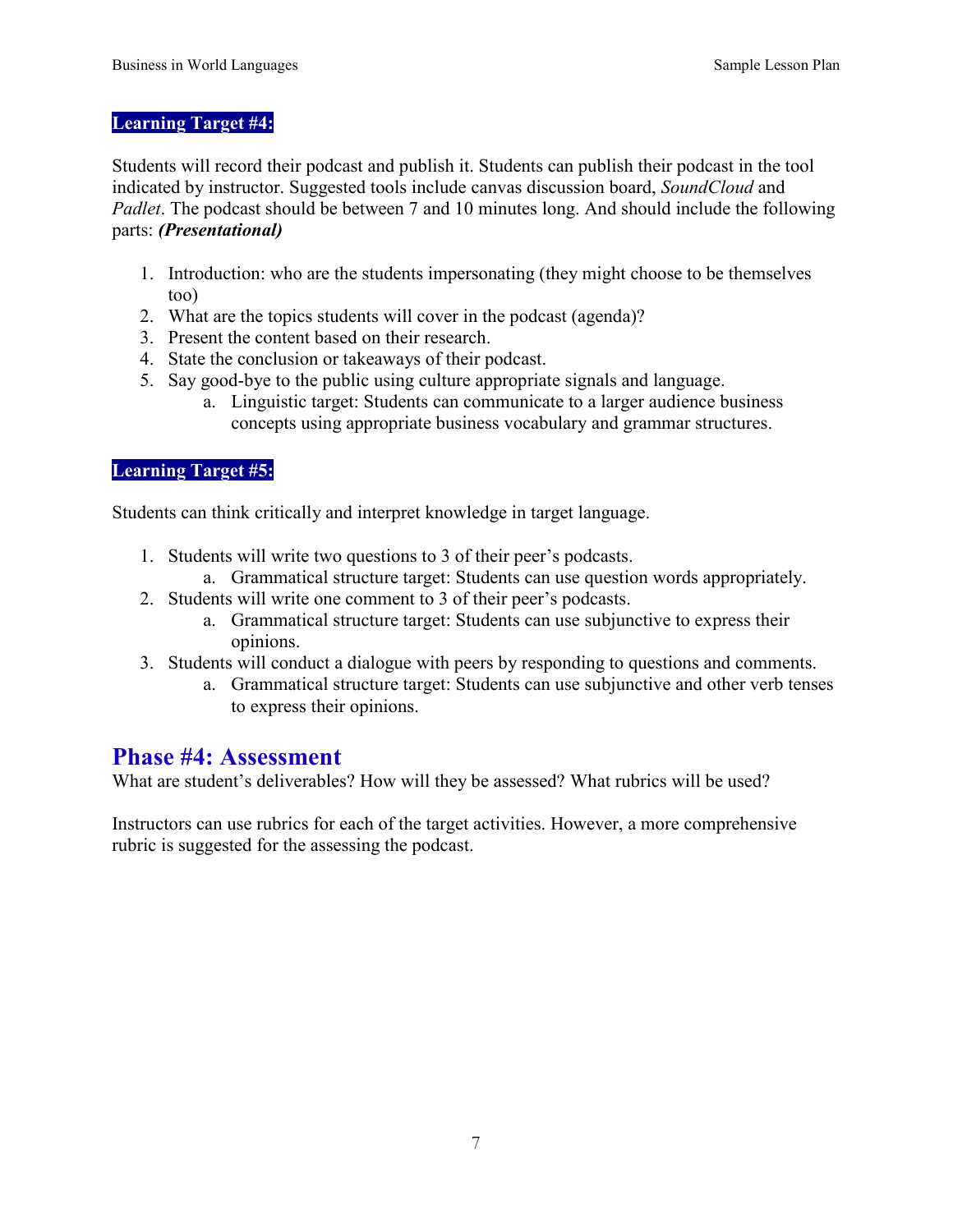**Learning Target #4:**

Students will record their podcast and publish it. Students can publish their podcast in the tool indicated by instructor. Suggested tools include canvas discussion board, *SoundCloud* and *Padlet*. The podcast should be between 7 and 10 minutes long. And should include the following parts: ***(Presentational)***

1. Introduction: who are the students impersonating (they might choose to be themselves too)
2. What are the topics students will cover in the podcast (agenda)?
3. Present the content based on their research.
4. State the conclusion or takeaways of their podcast.
5. Say good-bye to the public using culture appropriate signals and language.
    a. Linguistic target: Students can communicate to a larger audience business concepts using appropriate business vocabulary and grammar structures.

**Learning Target #5:**

Students can think critically and interpret knowledge in target language.

1. Students will write two questions to 3 of their peer's podcasts.
    a. Grammatical structure target: Students can use question words appropriately.
2. Students will write one comment to 3 of their peer's podcasts.
    a. Grammatical structure target: Students can use subjunctive to express their opinions.
3. Students will conduct a dialogue with peers by responding to questions and comments.
    a. Grammatical structure target: Students can use subjunctive and other verb tenses to express their opinions.

## Phase #4: Assessment

What are student's deliverables? How will they be assessed? What rubrics will be used?

Instructors can use rubrics for each of the target activities. However, a more comprehensive rubric is suggested for the assessing the podcast.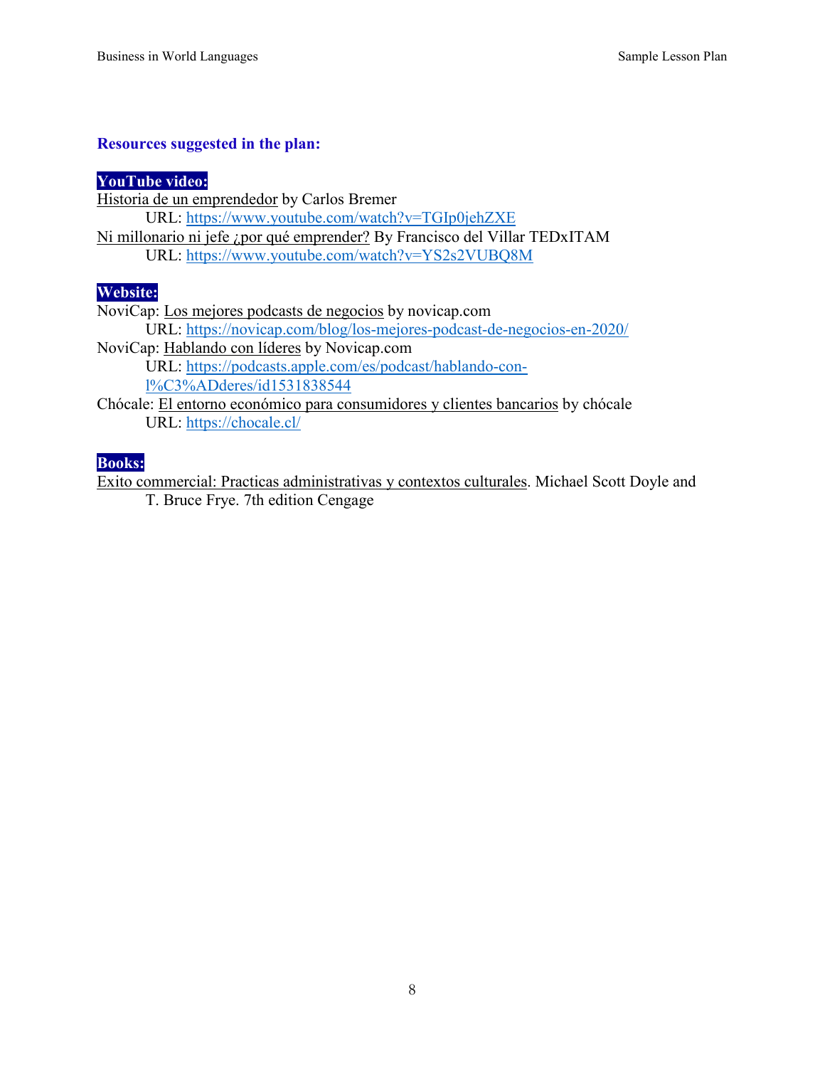## Resources suggested in the plan:

### YouTube video:

Historia de un emprendedor by Carlos Bremer
URL: https://www.youtube.com/watch?v=TGIp0jehZXE

Ni millonario ni jefe ¿por qué emprender? By Francisco del Villar TEDxITAM
URL: https://www.youtube.com/watch?v=YS2s2VUBQ8M

### Website:

NoviCap: Los mejores podcasts de negocios by novicap.com
URL: https://novicap.com/blog/los-mejores-podcast-de-negocios-en-2020/

NoviCap: Hablando con líderes by Novicap.com
URL: https://podcasts.apple.com/es/podcast/hablando-con-l%C3%ADderes/id1531838544

Chócale: El entorno económico para consumidores y clientes bancarios by chócale
URL: https://chocale.cl/

### Books:

Exito commercial: Practicas administrativas y contextos culturales. Michael Scott Doyle and T. Bruce Frye. 7th edition Cengage